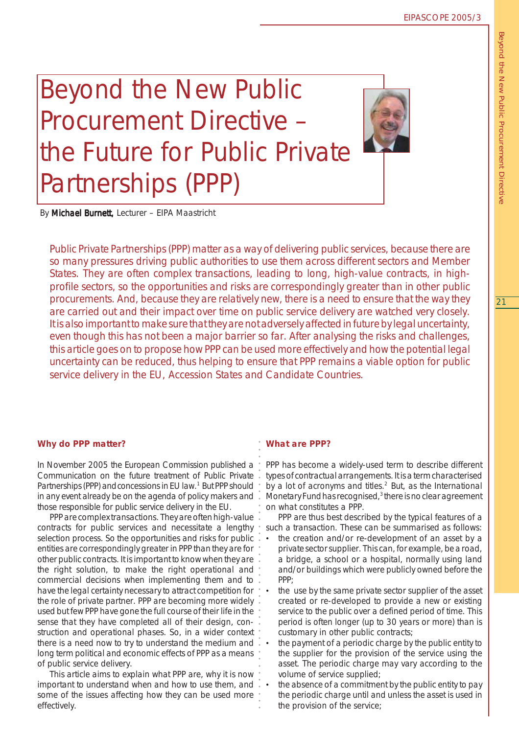# Beyond the New Public Procurement Directive – the Future for Public Private Partnerships (PPP)

By **Michael Burnett**, Lecturer – EIPA Maastricht

Public Private Partnerships (PPP) matter as a way of delivering public services, because there are so many pressures driving public authorities to use them across different sectors and Member States. They are often complex transactions, leading to long, high-value contracts, in high-profile sectors, so the opportunities and risks are correspondingly greater than in other public procurements. And, because they are relatively new, there is a need to ensure that the way they are carried out and their impact over time on public service delivery are watched very closely. It is also important to make sure that they are not adversely affected in future by legal uncertainty, even though this has not been a major barrier so far. After analysing the risks and challenges, this article goes on to propose how PPP can be used more effectively and how the potential legal uncertainty can be reduced, thus helping to ensure that PPP remains a viable option for public service delivery in the EU, Accession States and Candidate Countries.

## Why do PPP matter?

In November 2005 the European Commission published a Communication on the future treatment of Public Private Partnerships (PPP) and concessions in EU law.[1] But PPP should in any event already be on the agenda of policy makers and those responsible for public service delivery in the EU.

PPP are complex transactions. They are often high-value contracts for public services and necessitate a lengthy selection process. So the opportunities and risks for public entities are correspondingly greater in PPP than they are for other public contracts. It is important to know when they are the right solution, to make the right operational and commercial decisions when implementing them and to have the legal certainty necessary to attract competition for the role of private partner. PPP are becoming more widely used but few PPP have gone the full course of their life in the sense that they have completed all of their design, construction and operational phases. So, in a wider context there is a need now to try to understand the medium and long term political and economic effects of PPP as a means of public service delivery.

This article aims to explain what PPP are, why it is now important to understand when and how to use them, and some of the issues affecting how they can be used more effectively.

## What are PPP?

PPP has become a widely-used term to describe different types of contractual arrangements. It is a term characterised by a lot of acronyms and titles.[2] But, as the International Monetary Fund has recognised,[3] there is no clear agreement on what constitutes a PPP.

PPP are thus best described by the typical features of a such a transaction. These can be summarised as follows:

- the creation and/or re-development of an asset by a private sector supplier. This can, for example, be a road, a bridge, a school or a hospital, normally using land and/or buildings which were publicly owned before the PPP;
- the use by the same private sector supplier of the asset created or re-developed to provide a new or existing service to the public over a defined period of time. This period is often longer (up to 30 years or more) than is customary in other public contracts;
- the payment of a periodic charge by the public entity to the supplier for the provision of the service using the asset. The periodic charge may vary according to the volume of service supplied;
- the absence of a commitment by the public entity to pay the periodic charge until and unless the asset is used in the provision of the service;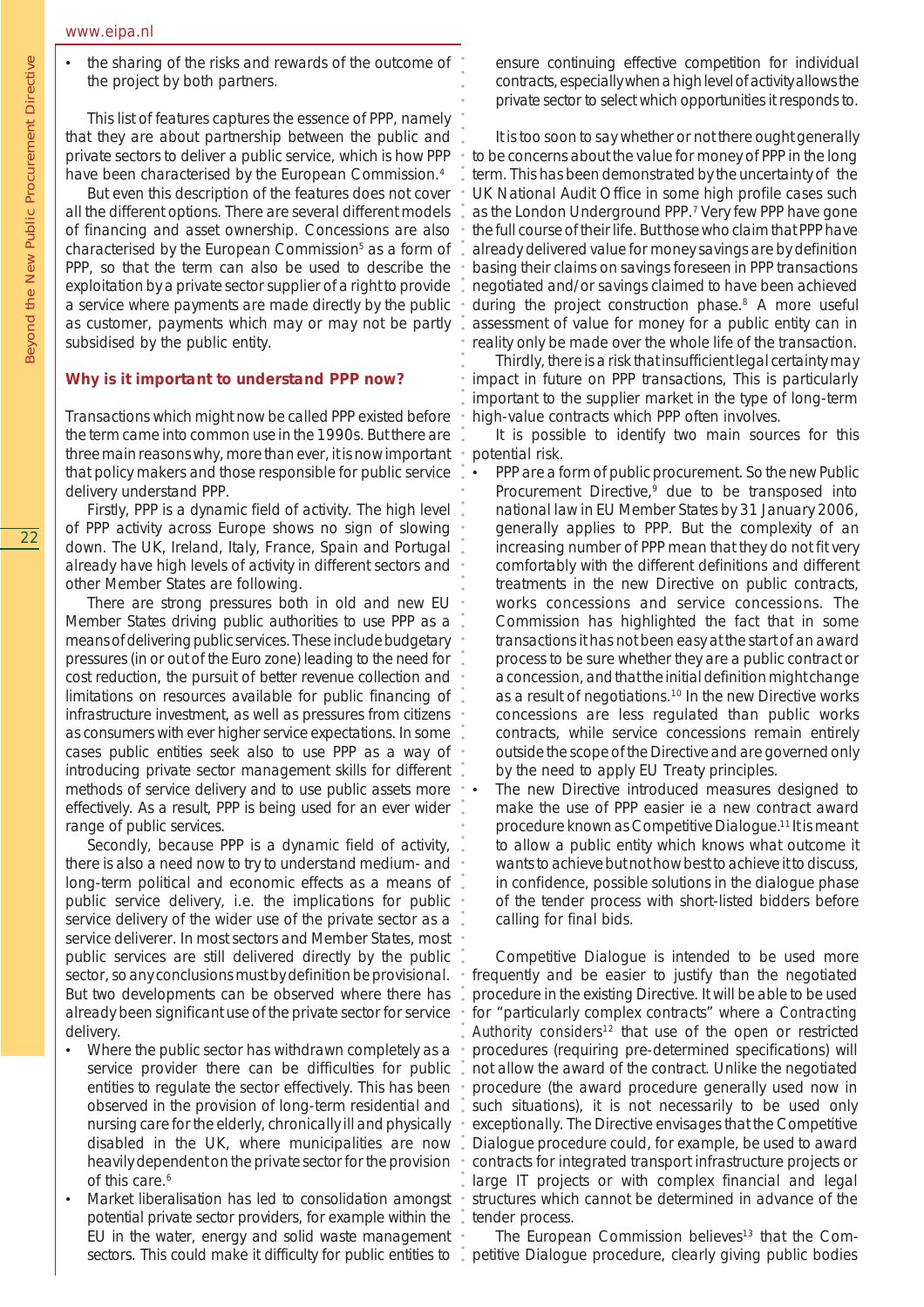- the sharing of the risks and rewards of the outcome of the project by both partners.

This list of features captures the essence of PPP, namely that they are about partnership between the public and private sectors to deliver a public service, which is how PPP have been characterised by the European Commission.[4]

But even this description of the features does not cover all the different options. There are several different models of financing and asset ownership. Concessions are also characterised by the European Commission[5] as a form of PPP, so that the term can also be used to describe the exploitation by a private sector supplier of a right to provide a service where payments are made directly by the public as customer, payments which may or may not be partly subsidised by the public entity.

### Why is it important to understand PPP now?

Transactions which might now be called PPP existed before the term came into common use in the 1990s. But there are three main reasons why, more than ever, it is now important that policy makers and those responsible for public service delivery understand PPP.

Firstly, PPP is a dynamic field of activity. The high level of PPP activity across Europe shows no sign of slowing down. The UK, Ireland, Italy, France, Spain and Portugal already have high levels of activity in different sectors and other Member States are following.

There are strong pressures both in old and new EU Member States driving public authorities to use PPP as a means of delivering public services. These include budgetary pressures (in or out of the Euro zone) leading to the need for cost reduction, the pursuit of better revenue collection and limitations on resources available for public financing of infrastructure investment, as well as pressures from citizens as consumers with ever higher service expectations. In some cases public entities seek also to use PPP as a way of introducing private sector management skills for different methods of service delivery and to use public assets more effectively. As a result, PPP is being used for an ever wider range of public services.

Secondly, because PPP is a dynamic field of activity, there is also a need now to try to understand medium- and long-term political and economic effects as a means of public service delivery, i.e. the implications for public service delivery of the wider use of the private sector as a service deliverer. In most sectors and Member States, most public services are still delivered directly by the public sector, so any conclusions must by definition be provisional. But two developments can be observed where there has already been significant use of the private sector for service delivery.

- Where the public sector has withdrawn completely as a service provider there can be difficulties for public entities to regulate the sector effectively. This has been observed in the provision of long-term residential and nursing care for the elderly, chronically ill and physically disabled in the UK, where municipalities are now heavily dependent on the private sector for the provision of this care.[6]
- Market liberalisation has led to consolidation amongst potential private sector providers, for example within the EU in the water, energy and solid waste management sectors. This could make it difficulty for public entities to ensure continuing effective competition for individual contracts, especially when a high level of activity allows the private sector to select which opportunities it responds to.

It is too soon to say whether or not there ought generally to be concerns about the value for money of PPP in the long term. This has been demonstrated by the uncertainty of the UK National Audit Office in some high profile cases such as the London Underground PPP.[7] Very few PPP have gone the full course of their life. But those who claim that PPP have already delivered value for money savings are by definition basing their claims on savings foreseen in PPP transactions negotiated and/or savings claimed to have been achieved during the project construction phase.[8] A more useful assessment of value for money for a public entity can in reality only be made over the whole life of the transaction.

Thirdly, there is a risk that insufficient legal certainty may impact in future on PPP transactions, This is particularly important to the supplier market in the type of long-term high-value contracts which PPP often involves.

It is possible to identify two main sources for this potential risk.

- PPP are a form of public procurement. So the new Public Procurement Directive,[9] due to be transposed into national law in EU Member States by 31 January 2006, generally applies to PPP. But the complexity of an increasing number of PPP mean that they do not fit very comfortably with the different definitions and different treatments in the new Directive on public contracts, works concessions and service concessions. The Commission has highlighted the fact that in some transactions it has not been easy at the start of an award process to be sure whether they are a public contract or a concession, and that the initial definition might change as a result of negotiations.[10] In the new Directive works concessions are less regulated than public works contracts, while service concessions remain entirely outside the scope of the Directive and are governed only by the need to apply EU Treaty principles.
- The new Directive introduced measures designed to make the use of PPP easier ie a new contract award procedure known as Competitive Dialogue.[11] It is meant to allow a public entity which knows what outcome it wants to achieve but not how best to achieve it to discuss, in confidence, possible solutions in the dialogue phase of the tender process with short-listed bidders before calling for final bids.

Competitive Dialogue is intended to be used more frequently and be easier to justify than the negotiated procedure in the existing Directive. It will be able to be used for "particularly complex contracts" where a *Contracting Authority considers*[12] that use of the open or restricted procedures (requiring pre-determined specifications) will not allow the award of the contract. Unlike the negotiated procedure (the award procedure generally used now in such situations), it is not necessarily to be used only exceptionally. The Directive envisages that the Competitive Dialogue procedure could, for example, be used to award contracts for integrated transport infrastructure projects or large IT projects or with complex financial and legal structures which cannot be determined in advance of the tender process.

The European Commission believes[13] that the Competitive Dialogue procedure, clearly giving public bodies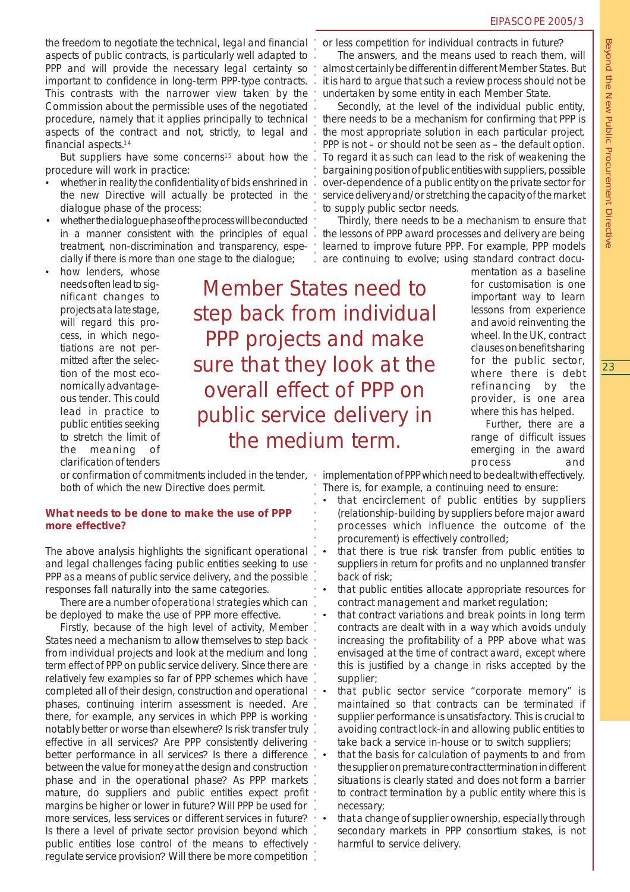the freedom to negotiate the technical, legal and financial aspects of public contracts, is particularly well adapted to PPP and will provide the necessary legal certainty so important to confidence in long-term PPP-type contracts. This contrasts with the narrower view taken by the Commission about the permissible uses of the negotiated procedure, namely that it applies principally to technical aspects of the contract and not, strictly, to legal and financial aspects.[14]

But suppliers have some concerns[15] about how the procedure will work in practice:

- whether in reality the confidentiality of bids enshrined in the new Directive will actually be protected in the dialogue phase of the process;
- whether the dialogue phase of the process will be conducted in a manner consistent with the principles of equal treatment, non-discrimination and transparency, especially if there is more than one stage to the dialogue;
- how lenders, whose needs often lead to significant changes to projects at a late stage, will regard this process, in which negotiations are not permitted after the selection of the most economically advantageous tender. This could lead in practice to public entities seeking to stretch the limit of the meaning of clarification of tenders or confirmation of commitments included in the tender, both of which the new Directive does permit.

> Member States need to step back from individual PPP projects and make sure that they look at the overall effect of PPP on public service delivery in the medium term.

### What needs to be done to make the use of PPP more effective?

The above analysis highlights the significant operational and legal challenges facing public entities seeking to use PPP as a means of public service delivery, and the possible responses fall naturally into the same categories.

There are a number of *operational strategies* which can be deployed to make the use of PPP more effective.

Firstly, because of the high level of activity, Member States need a mechanism to allow themselves to step back from individual projects and look at the medium and long term effect of PPP on public service delivery. Since there are relatively few examples so far of PPP schemes which have completed all of their design, construction and operational phases, continuing interim assessment is needed. Are there, for example, any services in which PPP is working notably better or worse than elsewhere? Is risk transfer truly effective in all services? Are PPP consistently delivering better performance in all services? Is there a difference between the value for money at the design and construction phase and in the operational phase? As PPP markets mature, do suppliers and public entities expect profit margins be higher or lower in future? Will PPP be used for more services, less services or different services in future? Is there a level of private sector provision beyond which public entities lose control of the means to effectively regulate service provision? Will there be more competition or less competition for individual contracts in future?

The answers, and the means used to reach them, will almost certainly be different in different Member States. But it is hard to argue that such a review process should not be undertaken by some entity in each Member State.

Secondly, at the level of the individual public entity, there needs to be a mechanism for confirming that PPP is the most appropriate solution in each particular project. PPP is not – or should not be seen as – the default option. To regard it as such can lead to the risk of weakening the bargaining position of public entities with suppliers, possible over-dependence of a public entity on the private sector for service delivery and/or stretching the capacity of the market to supply public sector needs.

Thirdly, there needs to be a mechanism to ensure that the lessons of PPP award processes and delivery are being learned to improve future PPP. For example, PPP models are continuing to evolve; using standard contract documentation as a baseline for customisation is one important way to learn lessons from experience and avoid reinventing the wheel. In the UK, contract clauses on benefit sharing for the public sector, where there is debt refinancing by the provider, is one area where this has helped.

Further, there are a range of difficult issues emerging in the award process and implementation of PPP which need to be dealt with effectively. There is, for example, a continuing need to ensure:

- that encirclement of public entities by suppliers (relationship-building by suppliers before major award processes which influence the outcome of the procurement) is effectively controlled;
- that there is true risk transfer from public entities to suppliers in return for profits and no unplanned transfer back of risk;
- that public entities allocate appropriate resources for contract management and market regulation;
- that contract variations and break points in long term contracts are dealt with in a way which avoids unduly increasing the profitability of a PPP above what was envisaged at the time of contract award, except where this is justified by a change in risks accepted by the supplier;
- that public sector service "corporate memory" is maintained so that contracts can be terminated if supplier performance is unsatisfactory. This is crucial to avoiding contract lock-in and allowing public entities to take back a service in-house or to switch suppliers;
- that the basis for calculation of payments to and from the supplier on premature contract termination in different situations is clearly stated and does not form a barrier to contract termination by a public entity where this is necessary;
- that a change of supplier ownership, especially through secondary markets in PPP consortium stakes, is not harmful to service delivery.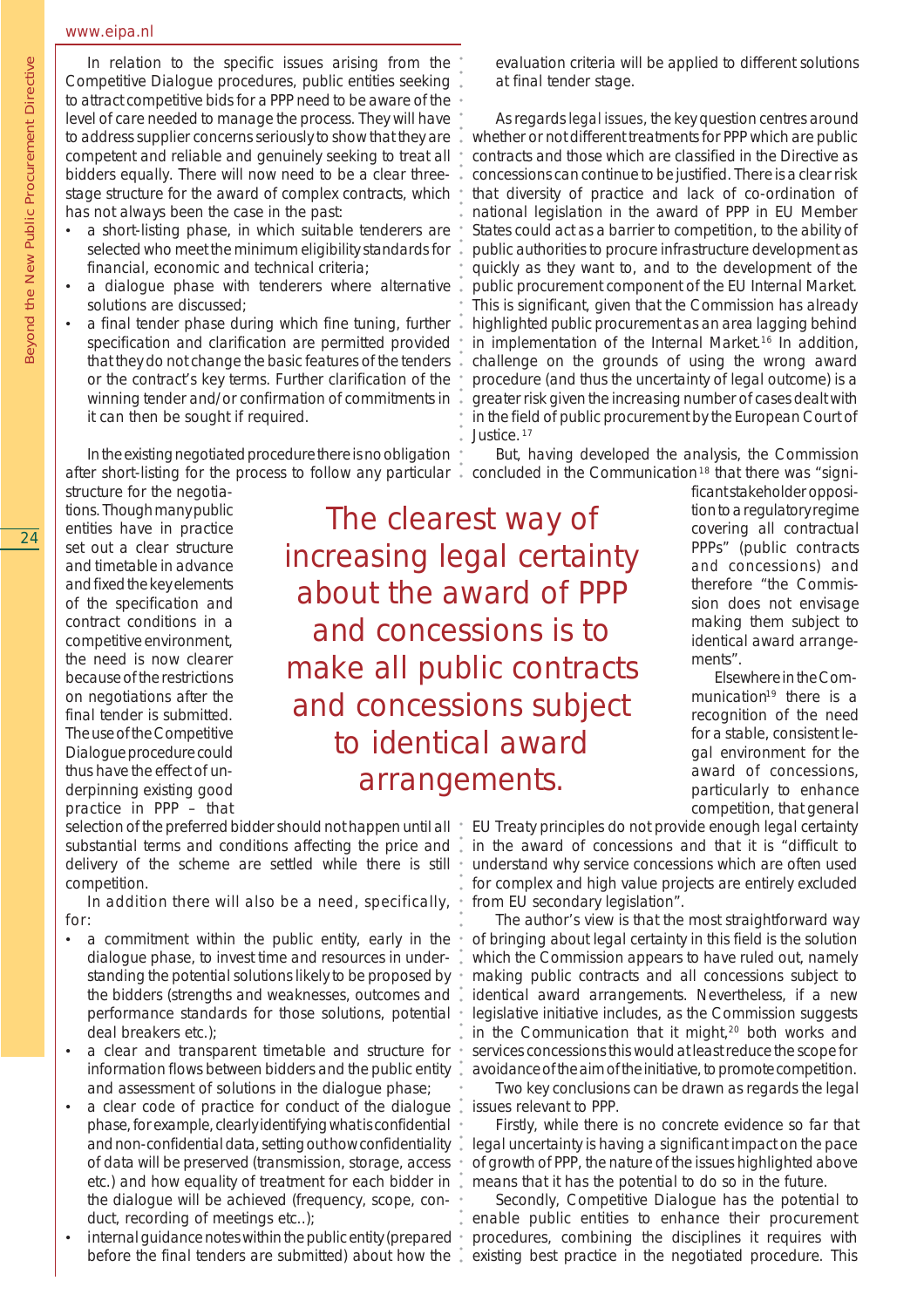In relation to the specific issues arising from the Competitive Dialogue procedures, public entities seeking to attract competitive bids for a PPP need to be aware of the level of care needed to manage the process. They will have to address supplier concerns seriously to show that they are competent and reliable and genuinely seeking to treat all bidders equally. There will now need to be a clear three-stage structure for the award of complex contracts, which has not always been the case in the past:

- a short-listing phase, in which suitable tenderers are selected who meet the minimum eligibility standards for financial, economic and technical criteria;
- a dialogue phase with tenderers where alternative solutions are discussed;
- a final tender phase during which fine tuning, further specification and clarification are permitted provided that they do not change the basic features of the tenders or the contract's key terms. Further clarification of the winning tender and/or confirmation of commitments in it can then be sought if required.

In the existing negotiated procedure there is no obligation after short-listing for the process to follow any particular structure for the negotiations. Though many public entities have in practice set out a clear structure and timetable in advance and fixed the key elements of the specification and contract conditions in a competitive environment, the need is now clearer because of the restrictions on negotiations after the final tender is submitted. The use of the Competitive Dialogue procedure could thus have the effect of underpinning existing good practice in PPP – that selection of the preferred bidder should not happen until all substantial terms and conditions affecting the price and delivery of the scheme are settled while there is still competition.

In addition there will also be a need, specifically, for:

- a commitment within the public entity, early in the dialogue phase, to invest time and resources in understanding the potential solutions likely to be proposed by the bidders (strengths and weaknesses, outcomes and performance standards for those solutions, potential deal breakers etc.);
- a clear and transparent timetable and structure for information flows between bidders and the public entity and assessment of solutions in the dialogue phase;
- a clear code of practice for conduct of the dialogue phase, for example, clearly identifying what is confidential and non-confidential data, setting out how confidentiality of data will be preserved (transmission, storage, access etc.) and how equality of treatment for each bidder in the dialogue will be achieved (frequency, scope, conduct, recording of meetings etc..);
- internal guidance notes within the public entity (prepared before the final tenders are submitted) about how the evaluation criteria will be applied to different solutions at final tender stage.

As regards *legal issues*, the key question centres around whether or not different treatments for PPP which are public contracts and those which are classified in the Directive as concessions can continue to be justified. There is a clear risk that diversity of practice and lack of co-ordination of national legislation in the award of PPP in EU Member States could act as a barrier to competition, to the ability of public authorities to procure infrastructure development as quickly as they want to, and to the development of the public procurement component of the EU Internal Market. This is significant, given that the Commission has already highlighted public procurement as an area lagging behind in implementation of the Internal Market.[16] In addition, challenge on the grounds of using the wrong award procedure (and thus the uncertainty of legal outcome) is a greater risk given the increasing number of cases dealt with in the field of public procurement by the European Court of Justice.[17]

But, having developed the analysis, the Commission concluded in the Communication[18] that there was "significant stakeholder opposition to a regulatory regime covering all contractual PPPs" (public contracts and concessions) and therefore "the Commission does not envisage making them subject to identical award arrangements".

Elsewhere in the Communication[19] there is a recognition of the need for a stable, consistent legal environment for the award of concessions, particularly to enhance competition, that general EU Treaty principles do not provide enough legal certainty in the award of concessions and that it is "difficult to understand why service concessions which are often used for complex and high value projects are entirely excluded from EU secondary legislation".

> The clearest way of increasing legal certainty about the award of PPP and concessions is to make all public contracts and concessions subject to identical award arrangements.

The author's view is that the most straightforward way of bringing about legal certainty in this field is the solution which the Commission appears to have ruled out, namely making public contracts and all concessions subject to identical award arrangements. Nevertheless, if a new legislative initiative includes, as the Commission suggests in the Communication that it might,[20] both works and services concessions this would at least reduce the scope for avoidance of the aim of the initiative, to promote competition.

Two key conclusions can be drawn as regards the legal issues relevant to PPP.

Firstly, while there is no concrete evidence so far that legal uncertainty is having a significant impact on the pace of growth of PPP, the nature of the issues highlighted above means that it has the potential to do so in the future.

Secondly, Competitive Dialogue has the potential to enable public entities to enhance their procurement procedures, combining the disciplines it requires with existing best practice in the negotiated procedure. This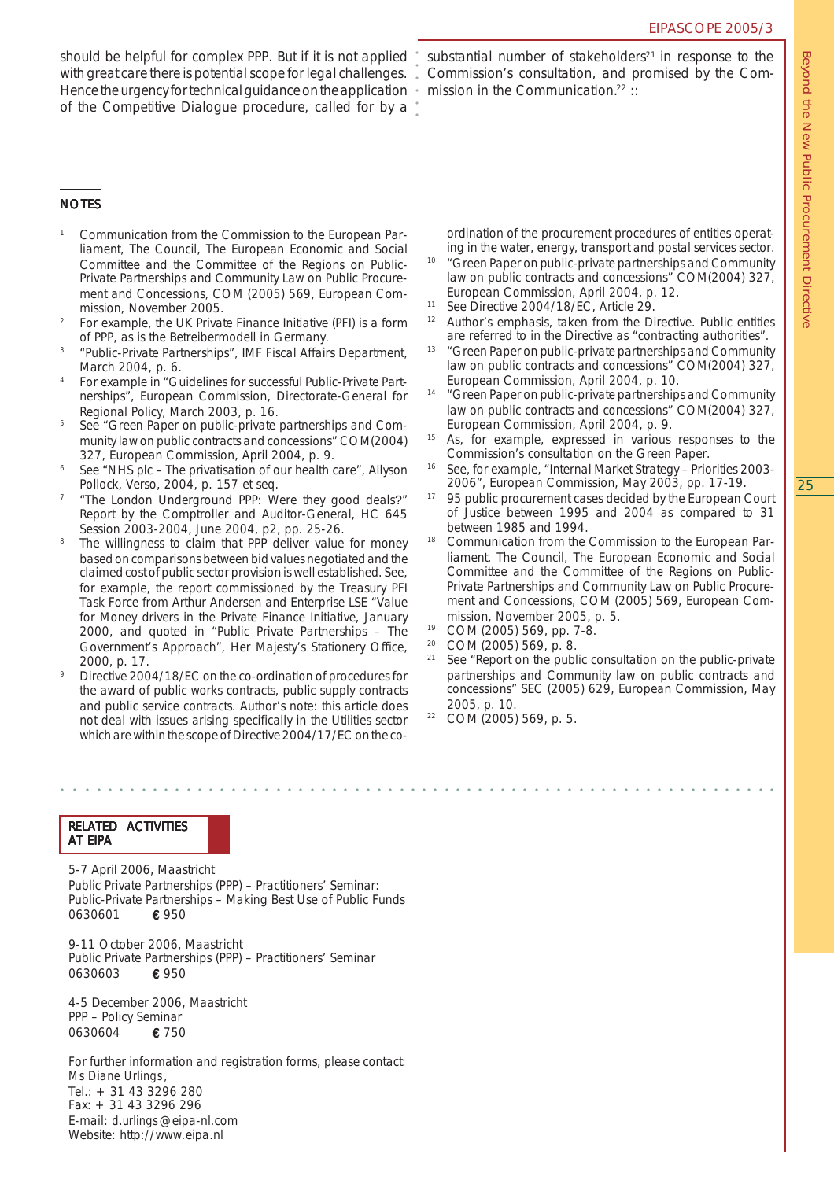should be helpful for complex PPP. But if it is not applied with great care there is potential scope for legal challenges. Hence the urgency for technical guidance on the application of the Competitive Dialogue procedure, called for by a substantial number of stakeholders[21] in response to the Commission's consultation, and promised by the Commission in the Communication.[22] ::

## NOTES

1. Communication from the Commission to the European Parliament, The Council, The European Economic and Social Committee and the Committee of the Regions on Public-Private Partnerships and Community Law on Public Procurement and Concessions, COM (2005) 569, European Commission, November 2005.
2. For example, the UK Private Finance Initiative (PFI) is a form of PPP, as is the Betreibermodell in Germany.
3. "Public-Private Partnerships", IMF Fiscal Affairs Department, March 2004, p. 6.
4. For example in "Guidelines for successful Public-Private Partnerships", European Commission, Directorate-General for Regional Policy, March 2003, p. 16.
5. See "Green Paper on public-private partnerships and Community law on public contracts and concessions" COM(2004) 327, European Commission, April 2004, p. 9.
6. See "NHS plc – The privatisation of our health care", Allyson Pollock, Verso, 2004, p. 157 et seq.
7. "The London Underground PPP: Were they good deals?" Report by the Comptroller and Auditor-General, HC 645 Session 2003-2004, June 2004, p2, pp. 25-26.
8. The willingness to claim that PPP deliver value for money based on comparisons between bid values negotiated and the claimed cost of public sector provision is well established. See, for example, the report commissioned by the Treasury PFI Task Force from Arthur Andersen and Enterprise LSE "Value for Money drivers in the Private Finance Initiative, January 2000, and quoted in "Public Private Partnerships – The Government's Approach", Her Majesty's Stationery Office, 2000, p. 17.
9. Directive 2004/18/EC on the co-ordination of procedures for the award of public works contracts, public supply contracts and public service contracts. Author's note: this article does not deal with issues arising specifically in the Utilities sector which are within the scope of Directive 2004/17/EC on the co-ordination of the procurement procedures of entities operating in the water, energy, transport and postal services sector.
10. "Green Paper on public-private partnerships and Community law on public contracts and concessions" COM(2004) 327, European Commission, April 2004, p. 12.
11. See Directive 2004/18/EC, Article 29.
12. Author's emphasis, taken from the Directive. Public entities are referred to in the Directive as "contracting authorities".
13. "Green Paper on public-private partnerships and Community law on public contracts and concessions" COM(2004) 327, European Commission, April 2004, p. 10.
14. "Green Paper on public-private partnerships and Community law on public contracts and concessions" COM(2004) 327, European Commission, April 2004, p. 9.
15. As, for example, expressed in various responses to the Commission's consultation on the Green Paper.
16. See, for example, "Internal Market Strategy – Priorities 2003-2006", European Commission, May 2003, pp. 17-19.
17. 95 public procurement cases decided by the European Court of Justice between 1995 and 2004 as compared to 31 between 1985 and 1994.
18. Communication from the Commission to the European Parliament, The Council, The European Economic and Social Committee and the Committee of the Regions on Public-Private Partnerships and Community Law on Public Procurement and Concessions, COM (2005) 569, European Commission, November 2005, p. 5.
19. COM (2005) 569, pp. 7-8.
20. COM (2005) 569, p. 8.
21. See "Report on the public consultation on the public-private partnerships and Community law on public contracts and concessions" SEC (2005) 629, European Commission, May 2005, p. 10.
22. COM (2005) 569, p. 5.

## RELATED ACTIVITIES AT EIPA

5-7 April 2006, Maastricht
Public Private Partnerships (PPP) – Practitioners' Seminar:
Public-Private Partnerships – Making Best Use of Public Funds
0630601 € 950

9-11 October 2006, Maastricht
Public Private Partnerships (PPP) – Practitioners' Seminar
0630603 € 950

4-5 December 2006, Maastricht
PPP – Policy Seminar
0630604 € 750

For further information and registration forms, please contact:
Ms Diane Urlings,
Tel.: + 31 43 3296 280
Fax: + 31 43 3296 296
E-mail: d.urlings@eipa-nl.com
Website: http://www.eipa.nl